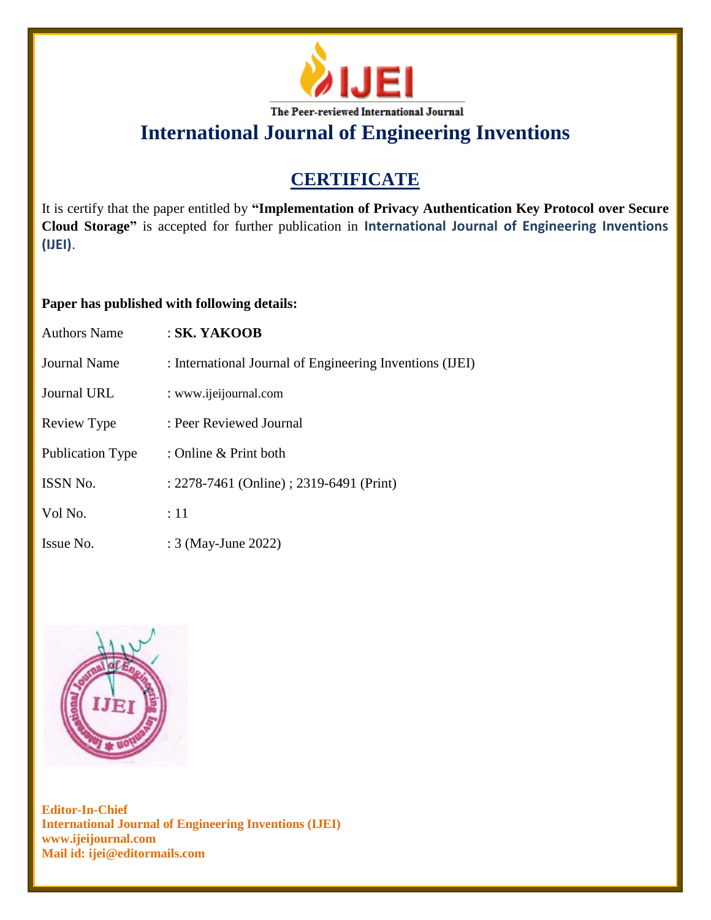IJEI

The Peer-reviewed International Journal

# International Journal of Engineering Inventions

## CERTIFICATE

It is certify that the paper entitled by **"Implementation of Privacy Authentication Key Protocol over Secure Cloud Storage"** is accepted for further publication in **International Journal of Engineering Inventions (IJEI)**.

**Paper has published with following details:**

| | |
|---|---|
| Authors Name | : **SK. YAKOOB** |
| Journal Name | : International Journal of Engineering Inventions (IJEI) |
| Journal URL | : www.ijeijournal.com |
| Review Type | : Peer Reviewed Journal |
| Publication Type | : Online & Print both |
| ISSN No. | : 2278-7461 (Online) ; 2319-6491 (Print) |
| Vol No. | : 11 |
| Issue No. | : 3 (May-June 2022) |

**Editor-In-Chief**
**International Journal of Engineering Inventions (IJEI)**
**www.ijeijournal.com**
**Mail id: ijei@editormails.com**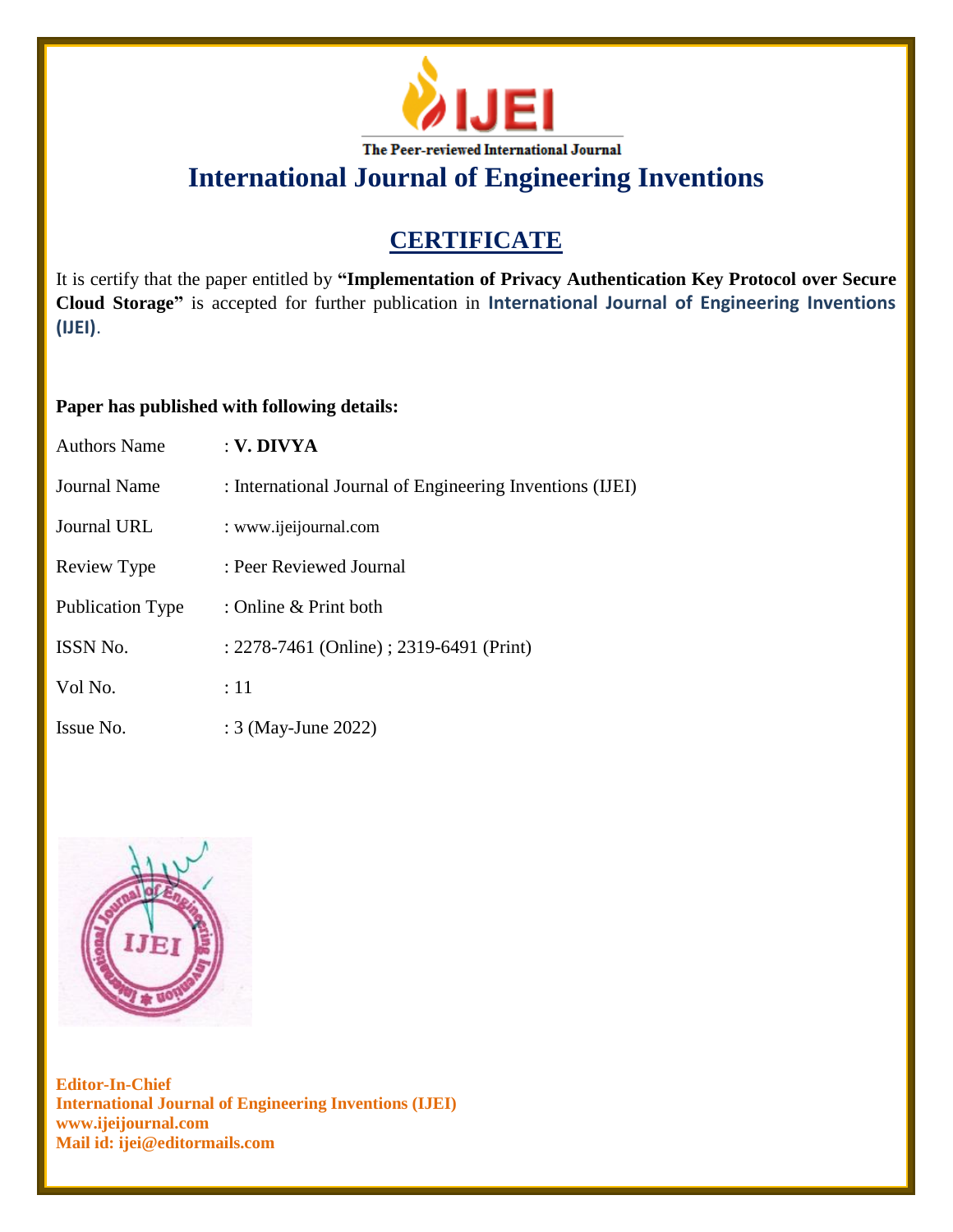IJEI

The Peer-reviewed International Journal

# International Journal of Engineering Inventions

## CERTIFICATE

It is certify that the paper entitled by **"Implementation of Privacy Authentication Key Protocol over Secure Cloud Storage"** is accepted for further publication in **International Journal of Engineering Inventions (IJEI)**.

**Paper has published with following details:**

| | |
|---|---|
| Authors Name | : **V. DIVYA** |
| Journal Name | : International Journal of Engineering Inventions (IJEI) |
| Journal URL | : www.ijeijournal.com |
| Review Type | : Peer Reviewed Journal |
| Publication Type | : Online & Print both |
| ISSN No. | : 2278-7461 (Online) ; 2319-6491 (Print) |
| Vol No. | : 11 |
| Issue No. | : 3 (May-June 2022) |

**Editor-In-Chief**
**International Journal of Engineering Inventions (IJEI)**
**www.ijeijournal.com**
**Mail id: ijei@editormails.com**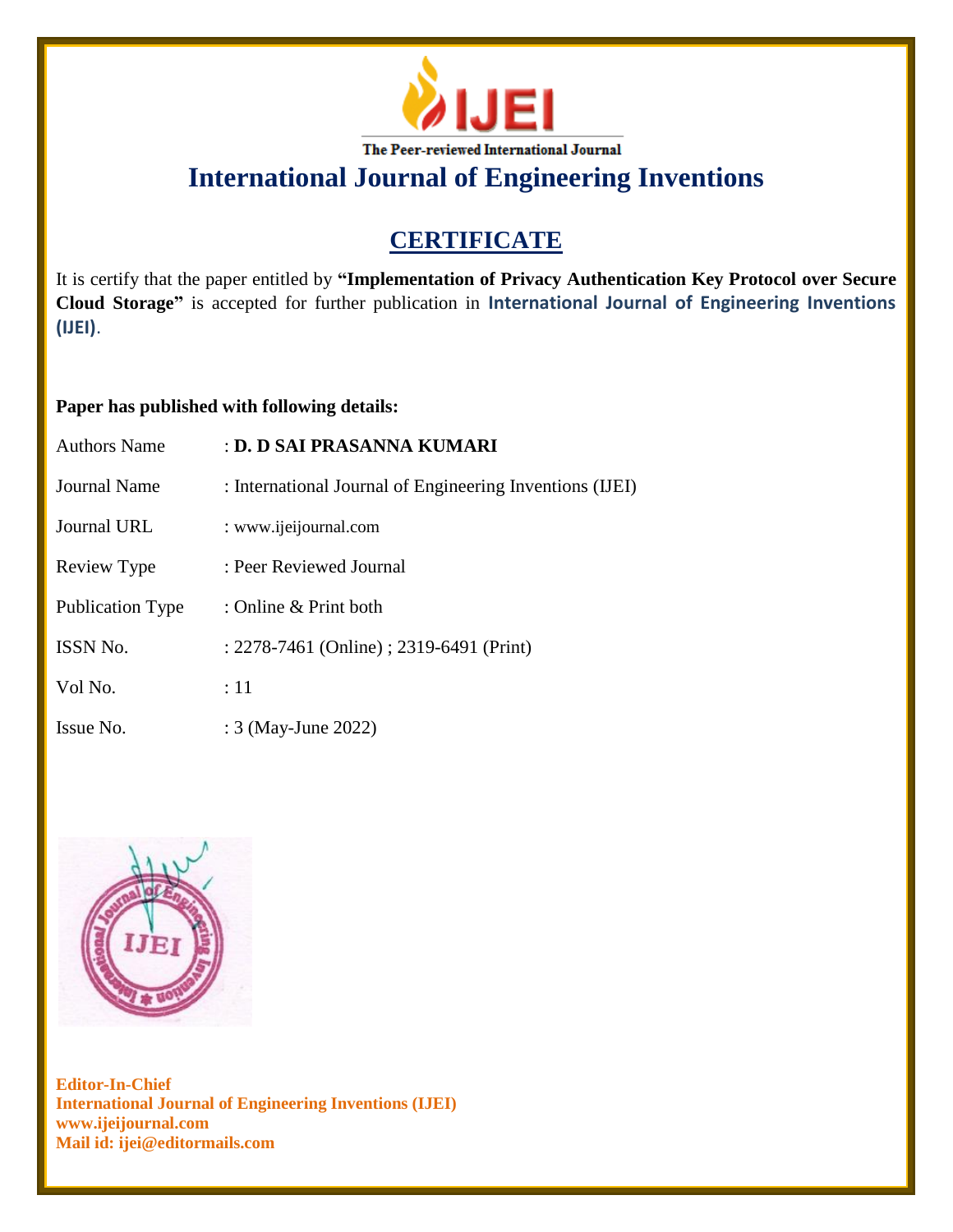IJEI

The Peer-reviewed International Journal

# International Journal of Engineering Inventions

## CERTIFICATE

It is certify that the paper entitled by **"Implementation of Privacy Authentication Key Protocol over Secure Cloud Storage"** is accepted for further publication in **International Journal of Engineering Inventions (IJEI)**.

**Paper has published with following details:**

| | |
|---|---|
| Authors Name | : **D. D SAI PRASANNA KUMARI** |
| Journal Name | : International Journal of Engineering Inventions (IJEI) |
| Journal URL | : www.ijeijournal.com |
| Review Type | : Peer Reviewed Journal |
| Publication Type | : Online & Print both |
| ISSN No. | : 2278-7461 (Online) ; 2319-6491 (Print) |
| Vol No. | : 11 |
| Issue No. | : 3 (May-June 2022) |

**Editor-In-Chief**
**International Journal of Engineering Inventions (IJEI)**
**www.ijeijournal.com**
**Mail id: ijei@editormails.com**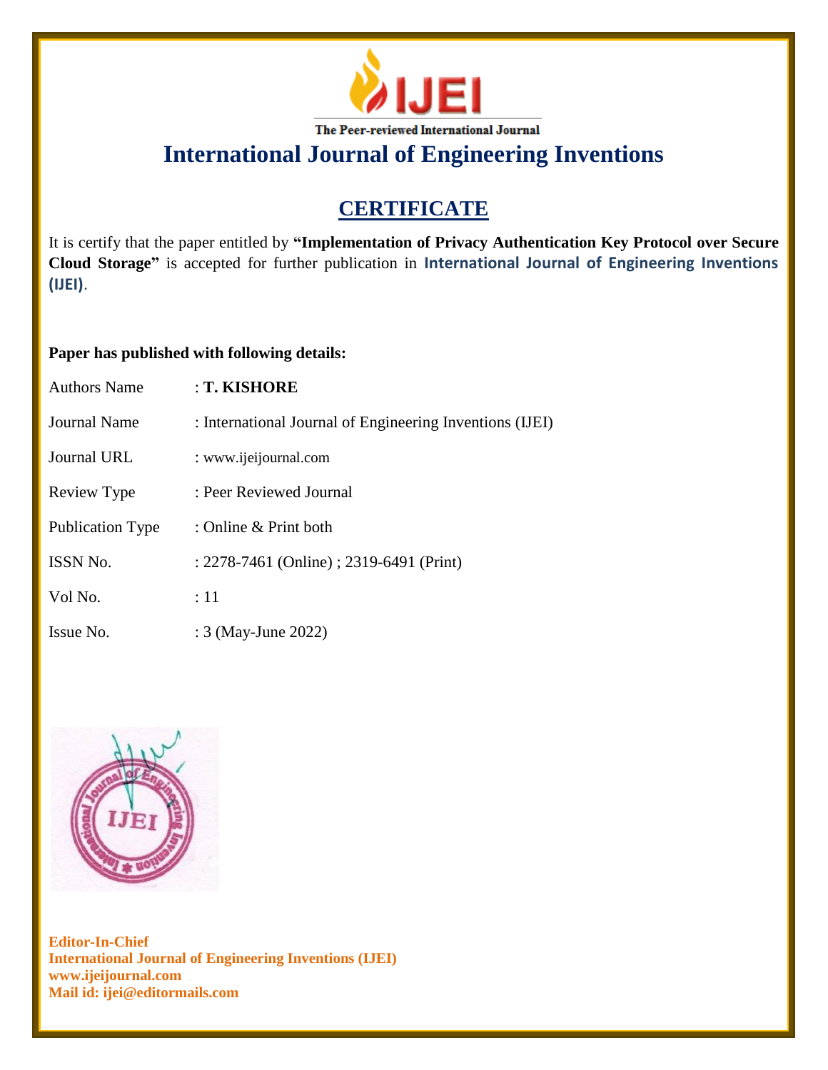IJEI

The Peer-reviewed International Journal

# International Journal of Engineering Inventions

## CERTIFICATE

It is certify that the paper entitled by **"Implementation of Privacy Authentication Key Protocol over Secure Cloud Storage"** is accepted for further publication in **International Journal of Engineering Inventions (IJEI)**.

**Paper has published with following details:**

| | |
|---|---|
| Authors Name | : **T. KISHORE** |
| Journal Name | : International Journal of Engineering Inventions (IJEI) |
| Journal URL | : www.ijeijournal.com |
| Review Type | : Peer Reviewed Journal |
| Publication Type | : Online & Print both |
| ISSN No. | : 2278-7461 (Online) ; 2319-6491 (Print) |
| Vol No. | : 11 |
| Issue No. | : 3 (May-June 2022) |

**Editor-In-Chief**
**International Journal of Engineering Inventions (IJEI)**
**www.ijeijournal.com**
**Mail id: ijei@editormails.com**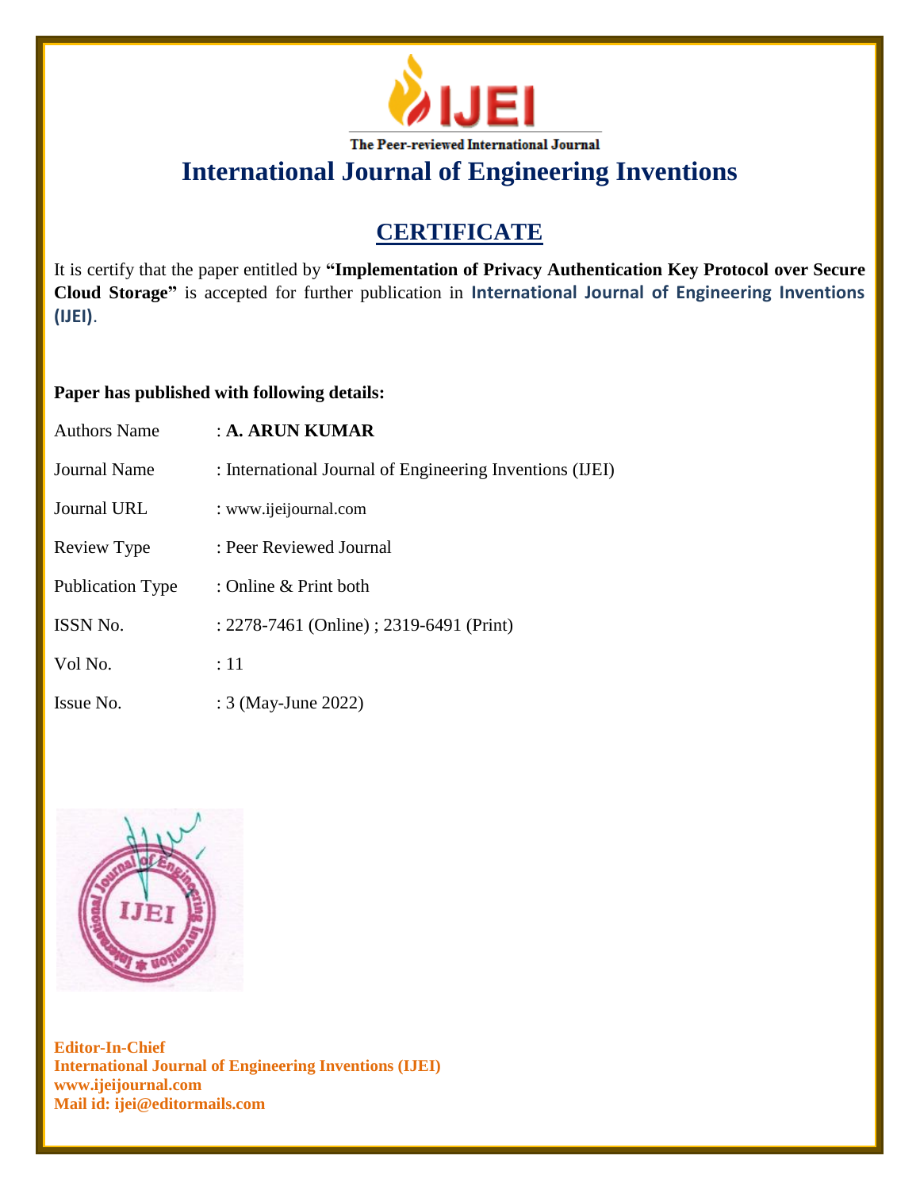The Peer-reviewed International Journal

# International Journal of Engineering Inventions

## CERTIFICATE

It is certify that the paper entitled by **"Implementation of Privacy Authentication Key Protocol over Secure Cloud Storage"** is accepted for further publication in **International Journal of Engineering Inventions (IJEI)**.

**Paper has published with following details:**

| | |
|---|---|
| Authors Name | : **A. ARUN KUMAR** |
| Journal Name | : International Journal of Engineering Inventions (IJEI) |
| Journal URL | : www.ijeijournal.com |
| Review Type | : Peer Reviewed Journal |
| Publication Type | : Online & Print both |
| ISSN No. | : 2278-7461 (Online) ; 2319-6491 (Print) |
| Vol No. | : 11 |
| Issue No. | : 3 (May-June 2022) |

**Editor-In-Chief**
**International Journal of Engineering Inventions (IJEI)**
**www.ijeijournal.com**
**Mail id: ijei@editormails.com**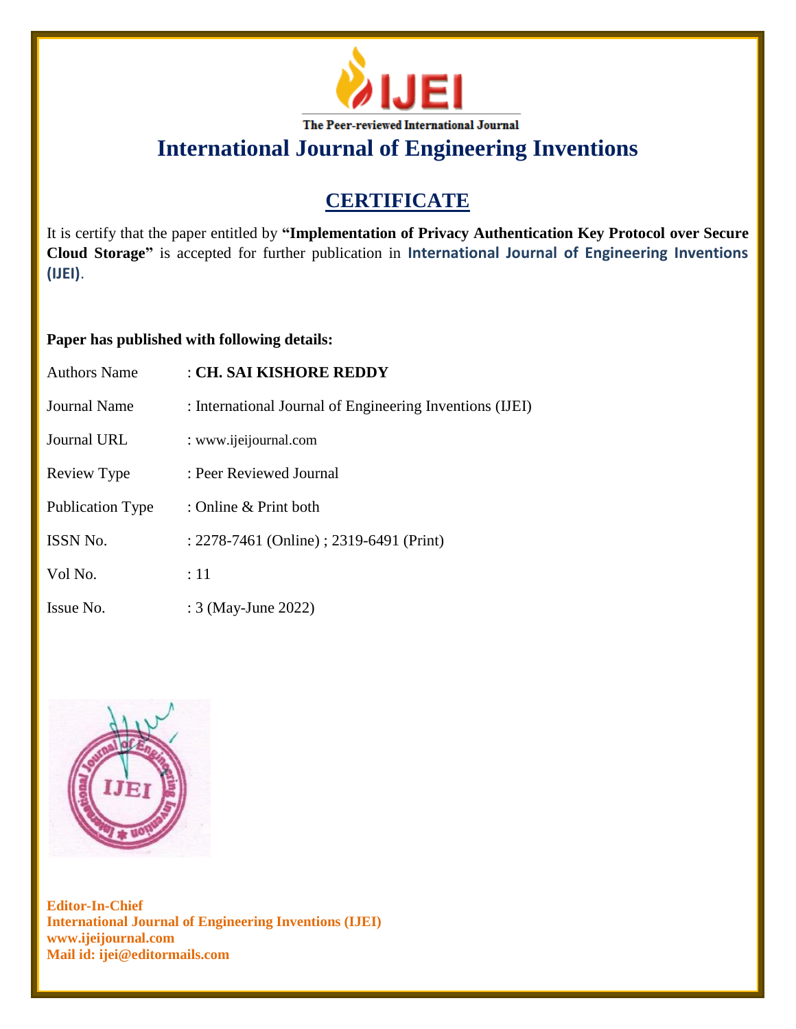IJEI

The Peer-reviewed International Journal

# International Journal of Engineering Inventions

## CERTIFICATE

It is certify that the paper entitled by **"Implementation of Privacy Authentication Key Protocol over Secure Cloud Storage"** is accepted for further publication in **International Journal of Engineering Inventions (IJEI)**.

**Paper has published with following details:**

| | |
|---|---|
| Authors Name | : **CH. SAI KISHORE REDDY** |
| Journal Name | : International Journal of Engineering Inventions (IJEI) |
| Journal URL | : www.ijeijournal.com |
| Review Type | : Peer Reviewed Journal |
| Publication Type | : Online & Print both |
| ISSN No. | : 2278-7461 (Online) ; 2319-6491 (Print) |
| Vol No. | : 11 |
| Issue No. | : 3 (May-June 2022) |

**Editor-In-Chief**
**International Journal of Engineering Inventions (IJEI)**
**www.ijeijournal.com**
**Mail id: ijei@editormails.com**